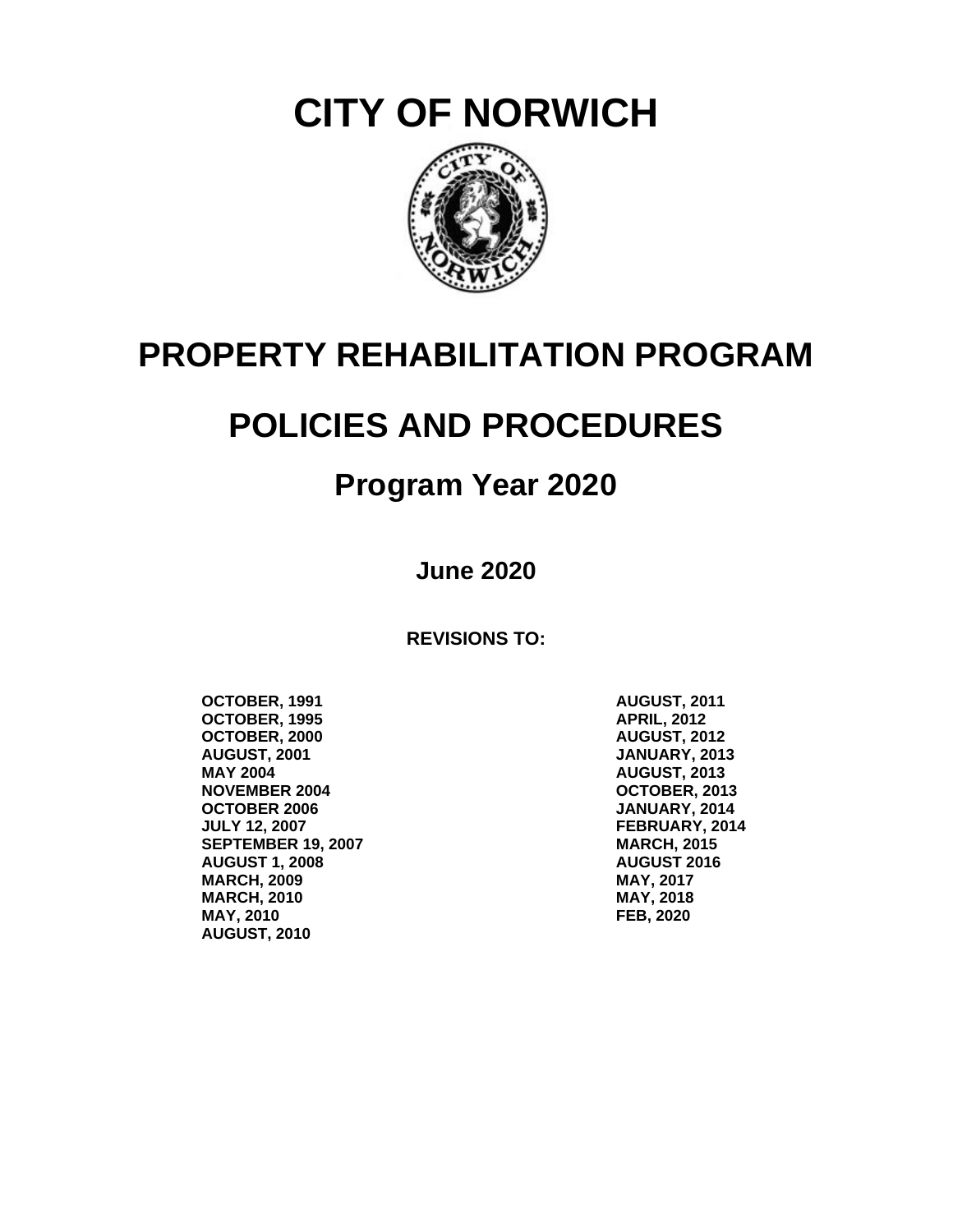# CITY OF NORWICH

# PROPERTY REHABILITATION PROGRAM

# POLICIES AND PROCEDURES

## Program Year 2020

**June 2020**

**REVISIONS TO:**

**OCTOBER, 1991**
**OCTOBER, 1995**
**OCTOBER, 2000**
**AUGUST, 2001**
**MAY 2004**
**NOVEMBER 2004**
**OCTOBER 2006**
**JULY 12, 2007**
**SEPTEMBER 19, 2007**
**AUGUST 1, 2008**
**MARCH, 2009**
**MARCH, 2010**
**MAY, 2010**
**AUGUST, 2010**
**AUGUST, 2011**
**APRIL, 2012**
**AUGUST, 2012**
**JANUARY, 2013**
**AUGUST, 2013**
**OCTOBER, 2013**
**JANUARY, 2014**
**FEBRUARY, 2014**
**MARCH, 2015**
**AUGUST 2016**
**MAY, 2017**
**MAY, 2018**
**FEB, 2020**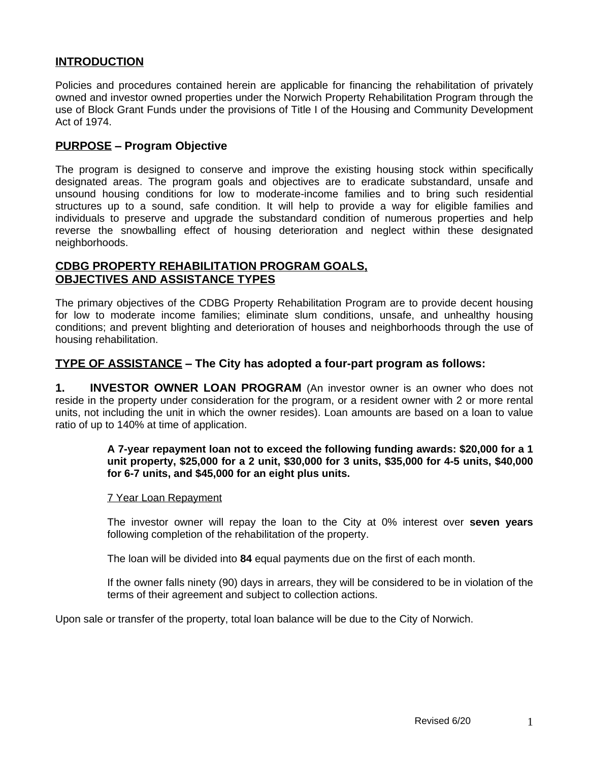## INTRODUCTION

Policies and procedures contained herein are applicable for financing the rehabilitation of privately owned and investor owned properties under the Norwich Property Rehabilitation Program through the use of Block Grant Funds under the provisions of Title I of the Housing and Community Development Act of 1974.

## PURPOSE – Program Objective

The program is designed to conserve and improve the existing housing stock within specifically designated areas. The program goals and objectives are to eradicate substandard, unsafe and unsound housing conditions for low to moderate-income families and to bring such residential structures up to a sound, safe condition. It will help to provide a way for eligible families and individuals to preserve and upgrade the substandard condition of numerous properties and help reverse the snowballing effect of housing deterioration and neglect within these designated neighborhoods.

## CDBG PROPERTY REHABILITATION PROGRAM GOALS, OBJECTIVES AND ASSISTANCE TYPES

The primary objectives of the CDBG Property Rehabilitation Program are to provide decent housing for low to moderate income families; eliminate slum conditions, unsafe, and unhealthy housing conditions; and prevent blighting and deterioration of houses and neighborhoods through the use of housing rehabilitation.

## TYPE OF ASSISTANCE – The City has adopted a four-part program as follows:

**1. INVESTOR OWNER LOAN PROGRAM** (An investor owner is an owner who does not reside in the property under consideration for the program, or a resident owner with 2 or more rental units, not including the unit in which the owner resides). Loan amounts are based on a loan to value ratio of up to 140% at time of application.

> **A 7-year repayment loan not to exceed the following funding awards: $20,000 for a 1 unit property, $25,000 for a 2 unit, $30,000 for 3 units, $35,000 for 4-5 units, $40,000 for 6-7 units, and $45,000 for an eight plus units.**
>
> 7 Year Loan Repayment
>
> The investor owner will repay the loan to the City at 0% interest over **seven years** following completion of the rehabilitation of the property.
>
> The loan will be divided into **84** equal payments due on the first of each month.
>
> If the owner falls ninety (90) days in arrears, they will be considered to be in violation of the terms of their agreement and subject to collection actions.

Upon sale or transfer of the property, total loan balance will be due to the City of Norwich.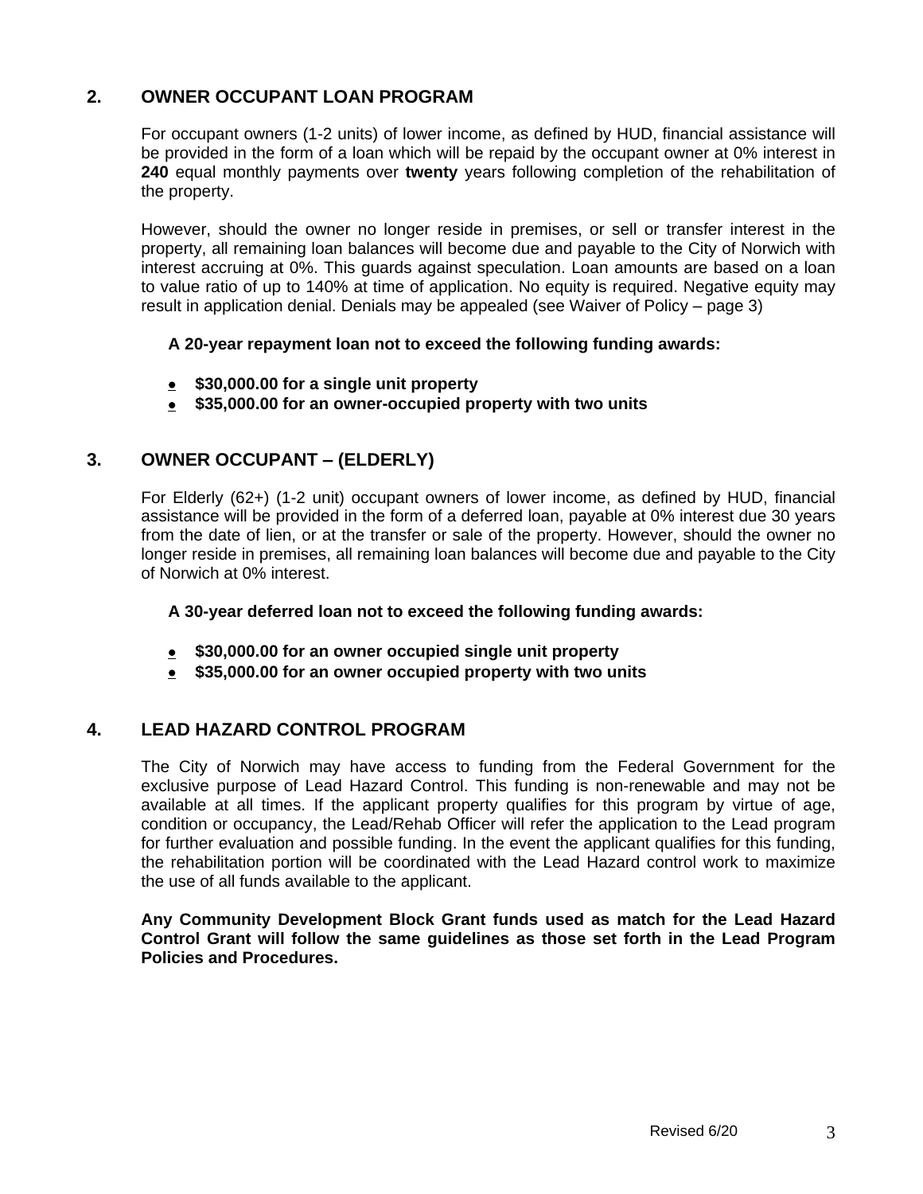## 2. OWNER OCCUPANT LOAN PROGRAM

For occupant owners (1-2 units) of lower income, as defined by HUD, financial assistance will be provided in the form of a loan which will be repaid by the occupant owner at 0% interest in **240** equal monthly payments over **twenty** years following completion of the rehabilitation of the property.

However, should the owner no longer reside in premises, or sell or transfer interest in the property, all remaining loan balances will become due and payable to the City of Norwich with interest accruing at 0%. This guards against speculation. Loan amounts are based on a loan to value ratio of up to 140% at time of application. No equity is required. Negative equity may result in application denial. Denials may be appealed (see Waiver of Policy – page 3)

**A 20-year repayment loan not to exceed the following funding awards:**

- **$30,000.00 for a single unit property**
- **$35,000.00 for an owner-occupied property with two units**

## 3. OWNER OCCUPANT – (ELDERLY)

For Elderly (62+) (1-2 unit) occupant owners of lower income, as defined by HUD, financial assistance will be provided in the form of a deferred loan, payable at 0% interest due 30 years from the date of lien, or at the transfer or sale of the property. However, should the owner no longer reside in premises, all remaining loan balances will become due and payable to the City of Norwich at 0% interest.

**A 30-year deferred loan not to exceed the following funding awards:**

- **$30,000.00 for an owner occupied single unit property**
- **$35,000.00 for an owner occupied property with two units**

## 4. LEAD HAZARD CONTROL PROGRAM

The City of Norwich may have access to funding from the Federal Government for the exclusive purpose of Lead Hazard Control. This funding is non-renewable and may not be available at all times. If the applicant property qualifies for this program by virtue of age, condition or occupancy, the Lead/Rehab Officer will refer the application to the Lead program for further evaluation and possible funding. In the event the applicant qualifies for this funding, the rehabilitation portion will be coordinated with the Lead Hazard control work to maximize the use of all funds available to the applicant.

**Any Community Development Block Grant funds used as match for the Lead Hazard Control Grant will follow the same guidelines as those set forth in the Lead Program Policies and Procedures.**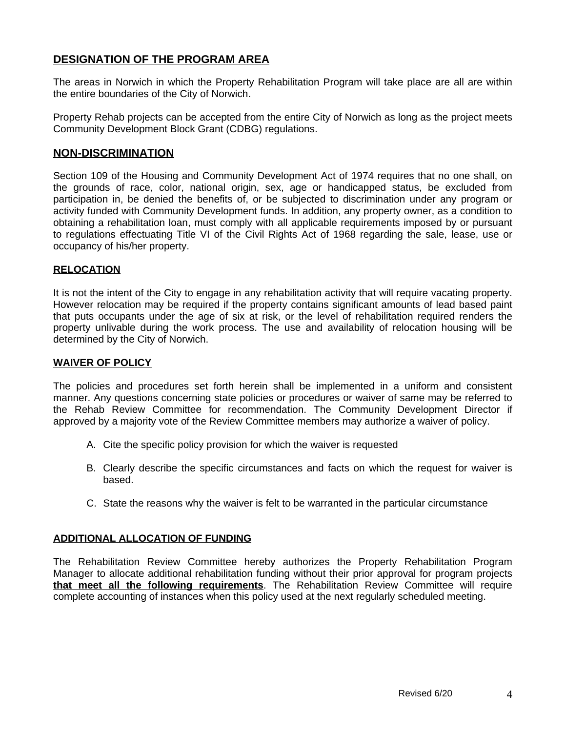## DESIGNATION OF THE PROGRAM AREA

The areas in Norwich in which the Property Rehabilitation Program will take place are all are within the entire boundaries of the City of Norwich.

Property Rehab projects can be accepted from the entire City of Norwich as long as the project meets Community Development Block Grant (CDBG) regulations.

## NON-DISCRIMINATION

Section 109 of the Housing and Community Development Act of 1974 requires that no one shall, on the grounds of race, color, national origin, sex, age or handicapped status, be excluded from participation in, be denied the benefits of, or be subjected to discrimination under any program or activity funded with Community Development funds. In addition, any property owner, as a condition to obtaining a rehabilitation loan, must comply with all applicable requirements imposed by or pursuant to regulations effectuating Title VI of the Civil Rights Act of 1968 regarding the sale, lease, use or occupancy of his/her property.

### RELOCATION

It is not the intent of the City to engage in any rehabilitation activity that will require vacating property. However relocation may be required if the property contains significant amounts of lead based paint that puts occupants under the age of six at risk, or the level of rehabilitation required renders the property unlivable during the work process. The use and availability of relocation housing will be determined by the City of Norwich.

### WAIVER OF POLICY

The policies and procedures set forth herein shall be implemented in a uniform and consistent manner. Any questions concerning state policies or procedures or waiver of same may be referred to the Rehab Review Committee for recommendation. The Community Development Director if approved by a majority vote of the Review Committee members may authorize a waiver of policy.

A. Cite the specific policy provision for which the waiver is requested

B. Clearly describe the specific circumstances and facts on which the request for waiver is based.

C. State the reasons why the waiver is felt to be warranted in the particular circumstance

### ADDITIONAL ALLOCATION OF FUNDING

The Rehabilitation Review Committee hereby authorizes the Property Rehabilitation Program Manager to allocate additional rehabilitation funding without their prior approval for program projects **that meet all the following requirements**. The Rehabilitation Review Committee will require complete accounting of instances when this policy used at the next regularly scheduled meeting.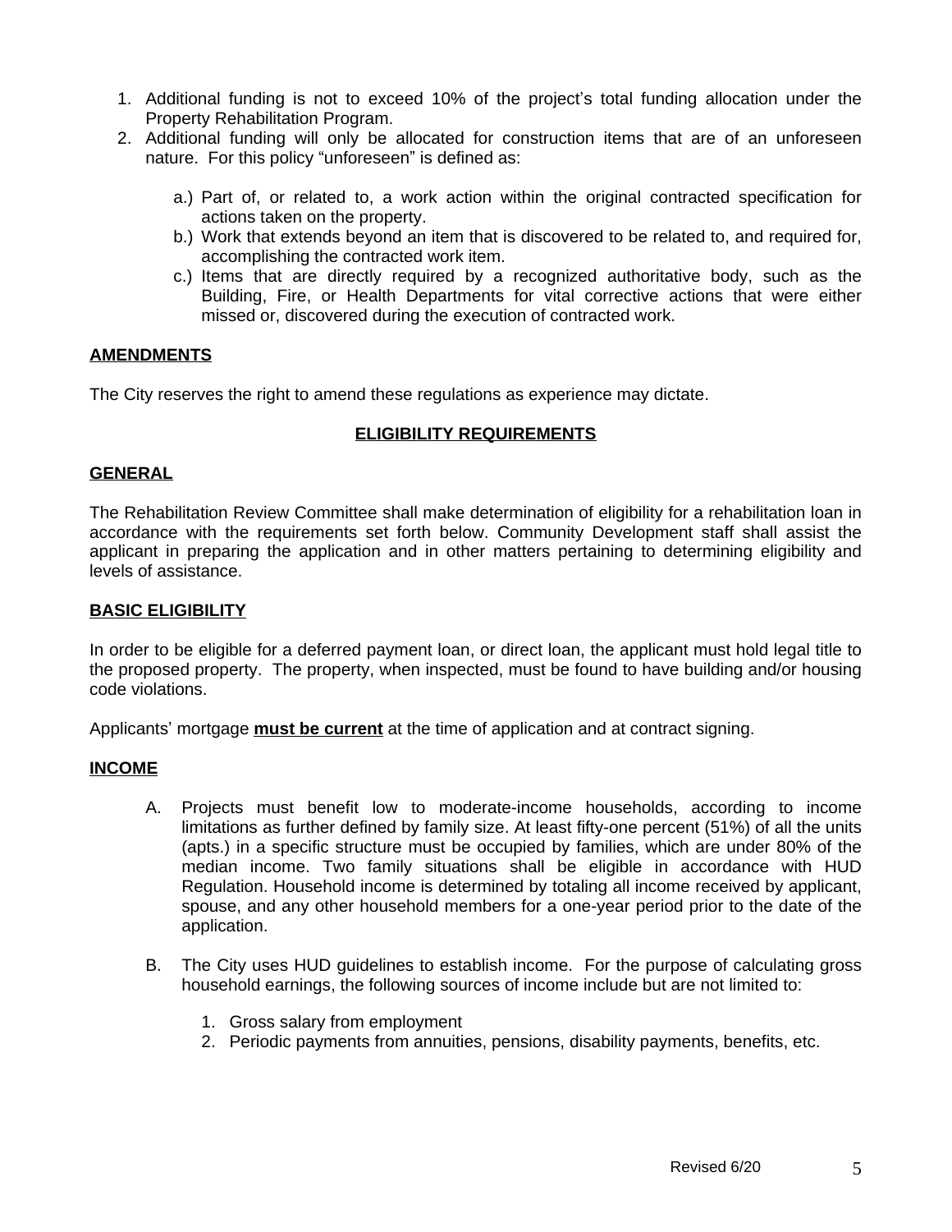1. Additional funding is not to exceed 10% of the project's total funding allocation under the Property Rehabilitation Program.
2. Additional funding will only be allocated for construction items that are of an unforeseen nature. For this policy "unforeseen" is defined as:

    a.) Part of, or related to, a work action within the original contracted specification for actions taken on the property.
    b.) Work that extends beyond an item that is discovered to be related to, and required for, accomplishing the contracted work item.
    c.) Items that are directly required by a recognized authoritative body, such as the Building, Fire, or Health Departments for vital corrective actions that were either missed or, discovered during the execution of contracted work.

## AMENDMENTS

The City reserves the right to amend these regulations as experience may dictate.

# ELIGIBILITY REQUIREMENTS

## GENERAL

The Rehabilitation Review Committee shall make determination of eligibility for a rehabilitation loan in accordance with the requirements set forth below. Community Development staff shall assist the applicant in preparing the application and in other matters pertaining to determining eligibility and levels of assistance.

## BASIC ELIGIBILITY

In order to be eligible for a deferred payment loan, or direct loan, the applicant must hold legal title to the proposed property. The property, when inspected, must be found to have building and/or housing code violations.

Applicants' mortgage **must be current** at the time of application and at contract signing.

## INCOME

A. Projects must benefit low to moderate-income households, according to income limitations as further defined by family size. At least fifty-one percent (51%) of all the units (apts.) in a specific structure must be occupied by families, which are under 80% of the median income. Two family situations shall be eligible in accordance with HUD Regulation. Household income is determined by totaling all income received by applicant, spouse, and any other household members for a one-year period prior to the date of the application.

B. The City uses HUD guidelines to establish income. For the purpose of calculating gross household earnings, the following sources of income include but are not limited to:

    1. Gross salary from employment
    2. Periodic payments from annuities, pensions, disability payments, benefits, etc.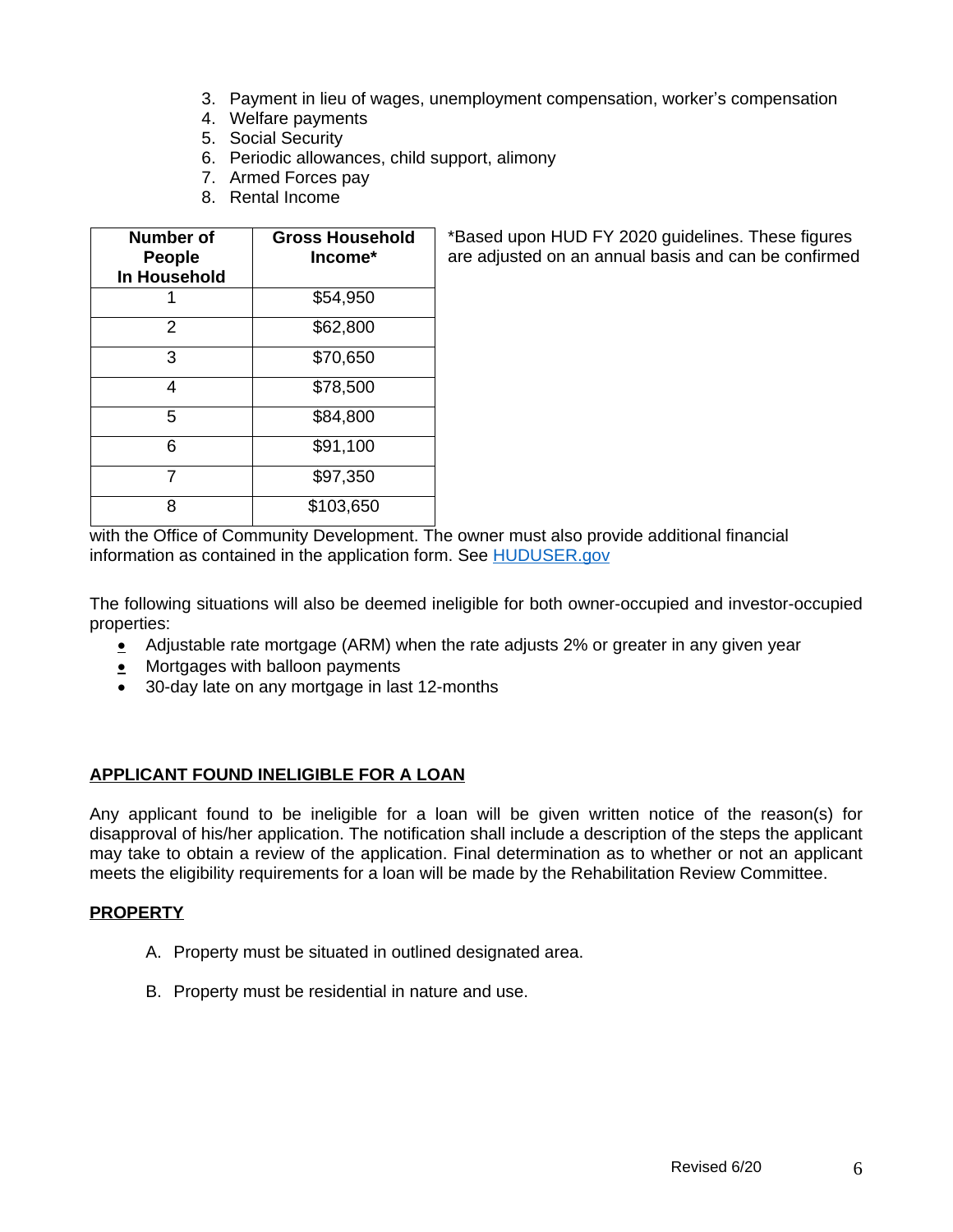3. Payment in lieu of wages, unemployment compensation, worker's compensation
4. Welfare payments
5. Social Security
6. Periodic allowances, child support, alimony
7. Armed Forces pay
8. Rental Income

| Number of People In Household | Gross Household Income* |
|---|---|
| 1 | $54,950 |
| 2 | $62,800 |
| 3 | $70,650 |
| 4 | $78,500 |
| 5 | $84,800 |
| 6 | $91,100 |
| 7 | $97,350 |
| 8 | $103,650 |

*Based upon HUD FY 2020 guidelines. These figures are adjusted on an annual basis and can be confirmed with the Office of Community Development. The owner must also provide additional financial information as contained in the application form. See [HUDUSER.gov](HUDUSER.gov)

The following situations will also be deemed ineligible for both owner-occupied and investor-occupied properties:

- Adjustable rate mortgage (ARM) when the rate adjusts 2% or greater in any given year
- Mortgages with balloon payments
- 30-day late on any mortgage in last 12-months

## APPLICANT FOUND INELIGIBLE FOR A LOAN

Any applicant found to be ineligible for a loan will be given written notice of the reason(s) for disapproval of his/her application. The notification shall include a description of the steps the applicant may take to obtain a review of the application. Final determination as to whether or not an applicant meets the eligibility requirements for a loan will be made by the Rehabilitation Review Committee.

## PROPERTY

A. Property must be situated in outlined designated area.

B. Property must be residential in nature and use.

Revised 6/20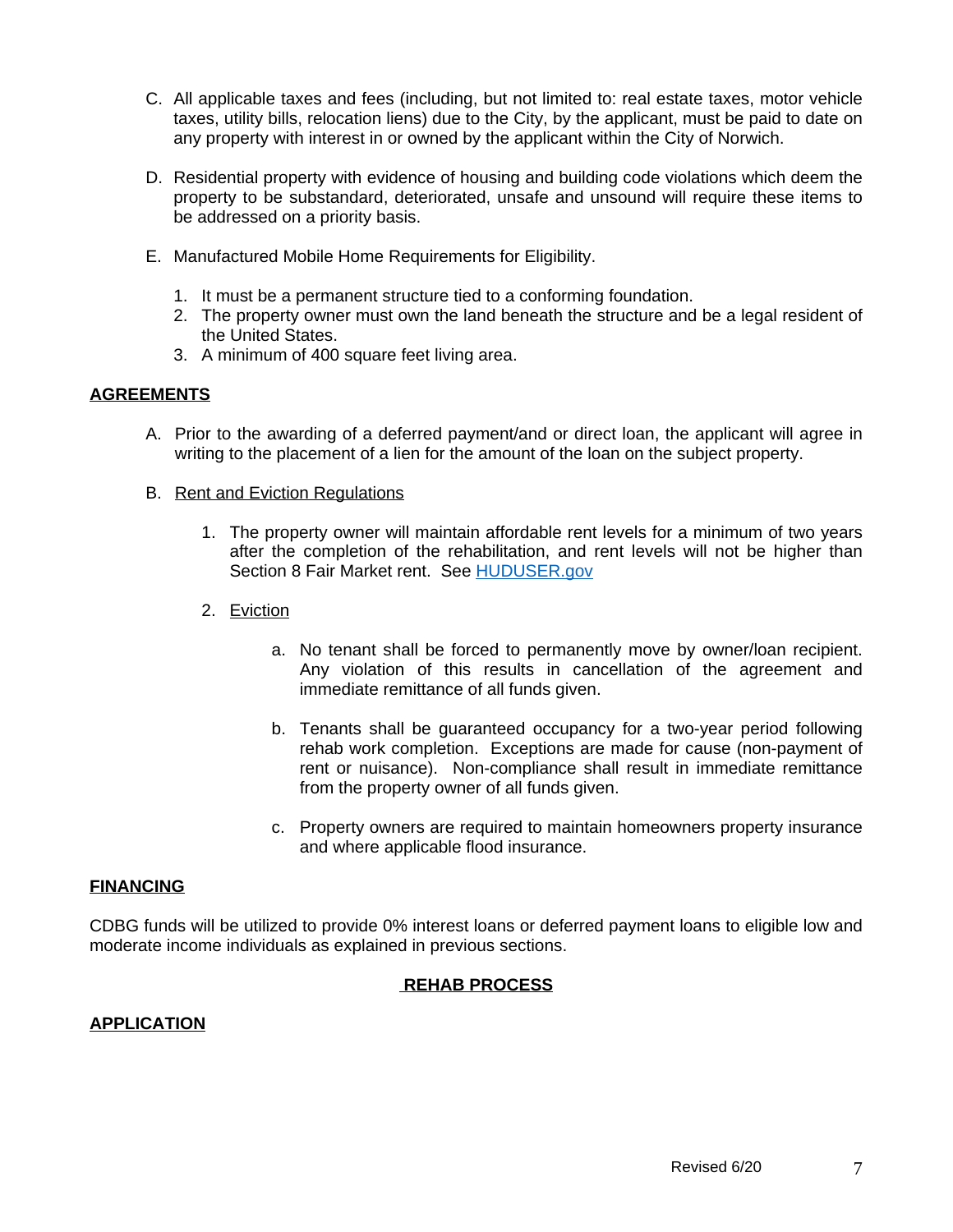C. All applicable taxes and fees (including, but not limited to: real estate taxes, motor vehicle taxes, utility bills, relocation liens) due to the City, by the applicant, must be paid to date on any property with interest in or owned by the applicant within the City of Norwich.

D. Residential property with evidence of housing and building code violations which deem the property to be substandard, deteriorated, unsafe and unsound will require these items to be addressed on a priority basis.

E. Manufactured Mobile Home Requirements for Eligibility.

   1. It must be a permanent structure tied to a conforming foundation.
   2. The property owner must own the land beneath the structure and be a legal resident of the United States.
   3. A minimum of 400 square feet living area.

## AGREEMENTS

A. Prior to the awarding of a deferred payment/and or direct loan, the applicant will agree in writing to the placement of a lien for the amount of the loan on the subject property.

B. Rent and Eviction Regulations

   1. The property owner will maintain affordable rent levels for a minimum of two years after the completion of the rehabilitation, and rent levels will not be higher than Section 8 Fair Market rent. See [HUDUSER.gov](HUDUSER.gov)

   2. Eviction

      a. No tenant shall be forced to permanently move by owner/loan recipient. Any violation of this results in cancellation of the agreement and immediate remittance of all funds given.

      b. Tenants shall be guaranteed occupancy for a two-year period following rehab work completion. Exceptions are made for cause (non-payment of rent or nuisance). Non-compliance shall result in immediate remittance from the property owner of all funds given.

      c. Property owners are required to maintain homeowners property insurance and where applicable flood insurance.

## FINANCING

CDBG funds will be utilized to provide 0% interest loans or deferred payment loans to eligible low and moderate income individuals as explained in previous sections.

# REHAB PROCESS

## APPLICATION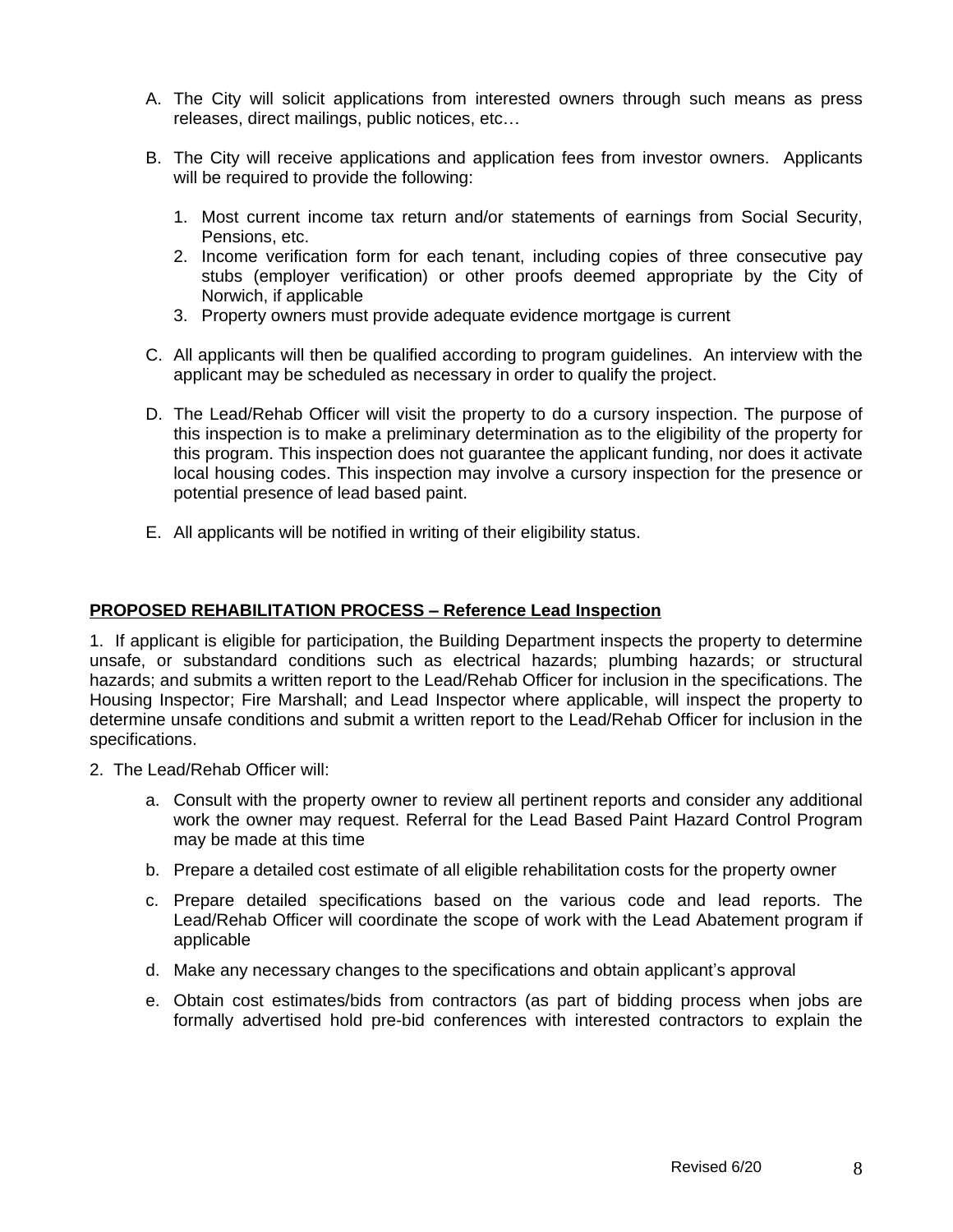A. The City will solicit applications from interested owners through such means as press releases, direct mailings, public notices, etc…

B. The City will receive applications and application fees from investor owners. Applicants will be required to provide the following:

   1. Most current income tax return and/or statements of earnings from Social Security, Pensions, etc.
   2. Income verification form for each tenant, including copies of three consecutive pay stubs (employer verification) or other proofs deemed appropriate by the City of Norwich, if applicable
   3. Property owners must provide adequate evidence mortgage is current

C. All applicants will then be qualified according to program guidelines. An interview with the applicant may be scheduled as necessary in order to qualify the project.

D. The Lead/Rehab Officer will visit the property to do a cursory inspection. The purpose of this inspection is to make a preliminary determination as to the eligibility of the property for this program. This inspection does not guarantee the applicant funding, nor does it activate local housing codes. This inspection may involve a cursory inspection for the presence or potential presence of lead based paint.

E. All applicants will be notified in writing of their eligibility status.

## PROPOSED REHABILITATION PROCESS – Reference Lead Inspection

1. If applicant is eligible for participation, the Building Department inspects the property to determine unsafe, or substandard conditions such as electrical hazards; plumbing hazards; or structural hazards; and submits a written report to the Lead/Rehab Officer for inclusion in the specifications. The Housing Inspector; Fire Marshall; and Lead Inspector where applicable, will inspect the property to determine unsafe conditions and submit a written report to the Lead/Rehab Officer for inclusion in the specifications.

2. The Lead/Rehab Officer will:

   a. Consult with the property owner to review all pertinent reports and consider any additional work the owner may request. Referral for the Lead Based Paint Hazard Control Program may be made at this time

   b. Prepare a detailed cost estimate of all eligible rehabilitation costs for the property owner

   c. Prepare detailed specifications based on the various code and lead reports. The Lead/Rehab Officer will coordinate the scope of work with the Lead Abatement program if applicable

   d. Make any necessary changes to the specifications and obtain applicant's approval

   e. Obtain cost estimates/bids from contractors (as part of bidding process when jobs are formally advertised hold pre-bid conferences with interested contractors to explain the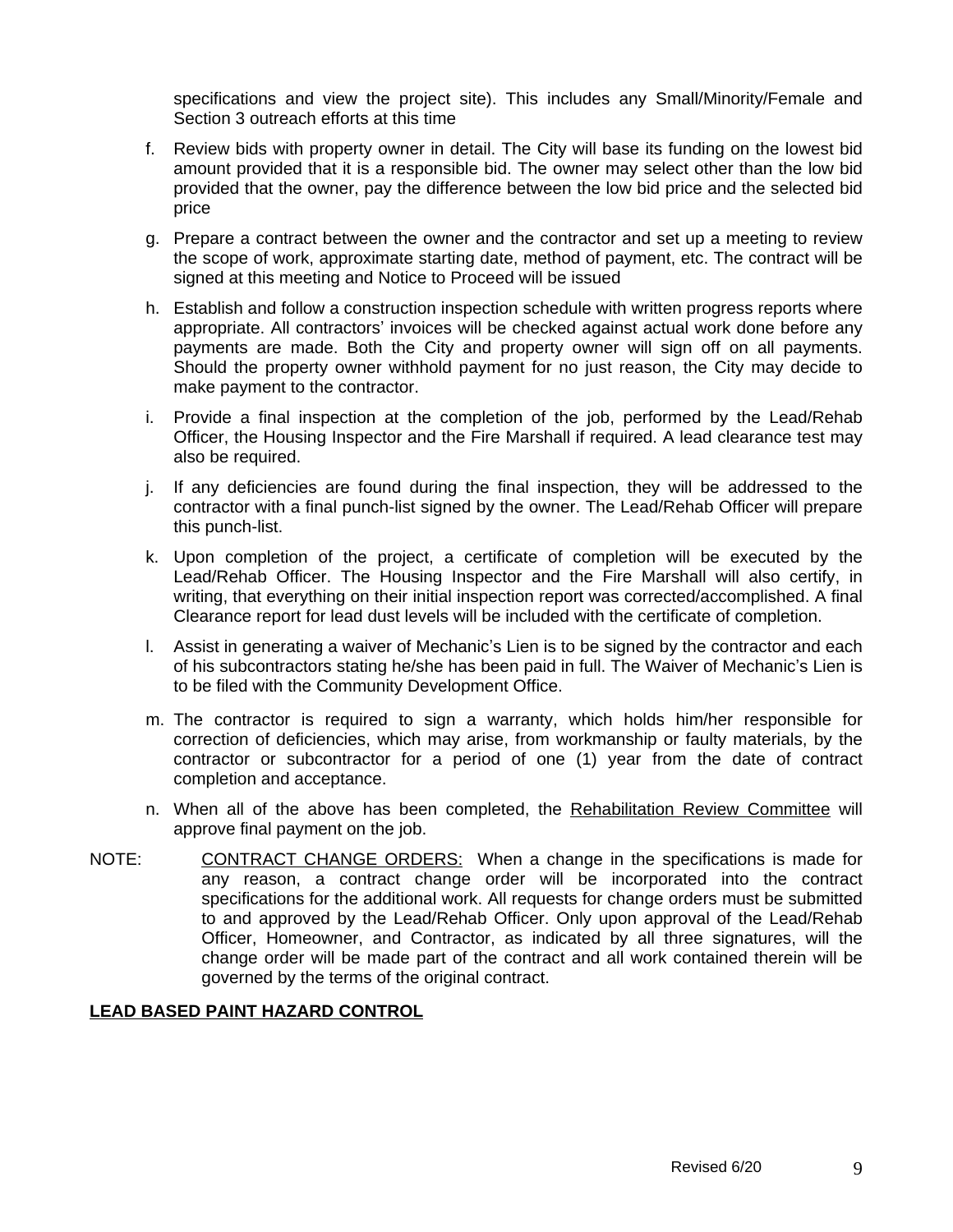specifications and view the project site). This includes any Small/Minority/Female and Section 3 outreach efforts at this time

f. Review bids with property owner in detail. The City will base its funding on the lowest bid amount provided that it is a responsible bid. The owner may select other than the low bid provided that the owner, pay the difference between the low bid price and the selected bid price

g. Prepare a contract between the owner and the contractor and set up a meeting to review the scope of work, approximate starting date, method of payment, etc. The contract will be signed at this meeting and Notice to Proceed will be issued

h. Establish and follow a construction inspection schedule with written progress reports where appropriate. All contractors' invoices will be checked against actual work done before any payments are made. Both the City and property owner will sign off on all payments. Should the property owner withhold payment for no just reason, the City may decide to make payment to the contractor.

i. Provide a final inspection at the completion of the job, performed by the Lead/Rehab Officer, the Housing Inspector and the Fire Marshall if required. A lead clearance test may also be required.

j. If any deficiencies are found during the final inspection, they will be addressed to the contractor with a final punch-list signed by the owner. The Lead/Rehab Officer will prepare this punch-list.

k. Upon completion of the project, a certificate of completion will be executed by the Lead/Rehab Officer. The Housing Inspector and the Fire Marshall will also certify, in writing, that everything on their initial inspection report was corrected/accomplished. A final Clearance report for lead dust levels will be included with the certificate of completion.

l. Assist in generating a waiver of Mechanic's Lien is to be signed by the contractor and each of his subcontractors stating he/she has been paid in full. The Waiver of Mechanic's Lien is to be filed with the Community Development Office.

m. The contractor is required to sign a warranty, which holds him/her responsible for correction of deficiencies, which may arise, from workmanship or faulty materials, by the contractor or subcontractor for a period of one (1) year from the date of contract completion and acceptance.

n. When all of the above has been completed, the <u>Rehabilitation Review Committee</u> will approve final payment on the job.

NOTE: <u>CONTRACT CHANGE ORDERS:</u> When a change in the specifications is made for any reason, a contract change order will be incorporated into the contract specifications for the additional work. All requests for change orders must be submitted to and approved by the Lead/Rehab Officer. Only upon approval of the Lead/Rehab Officer, Homeowner, and Contractor, as indicated by all three signatures, will the change order will be made part of the contract and all work contained therein will be governed by the terms of the original contract.

## <u>**LEAD BASED PAINT HAZARD CONTROL**</u>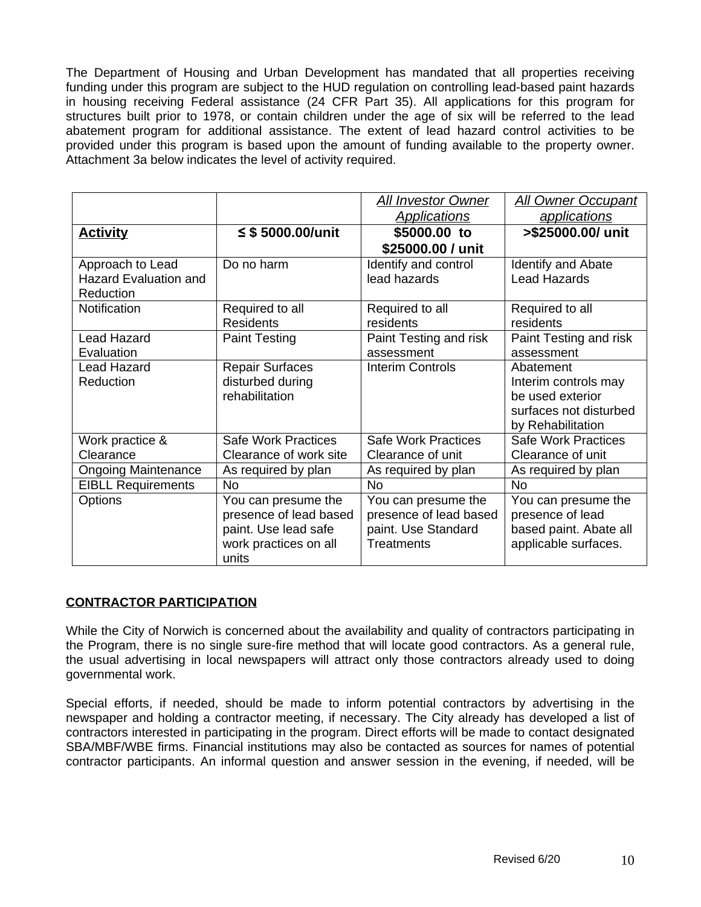The Department of Housing and Urban Development has mandated that all properties receiving funding under this program are subject to the HUD regulation on controlling lead-based paint hazards in housing receiving Federal assistance (24 CFR Part 35). All applications for this program for structures built prior to 1978, or contain children under the age of six will be referred to the lead abatement program for additional assistance. The extent of lead hazard control activities to be provided under this program is based upon the amount of funding available to the property owner. Attachment 3a below indicates the level of activity required.

| | | *All Investor Owner Applications* | *All Owner Occupant applications* |
|---|---|---|---|
| **Activity** | **≤ $ 5000.00/unit** | **$5000.00 to $25000.00 / unit** | **>$25000.00/ unit** |
| Approach to Lead Hazard Evaluation and Reduction | Do no harm | Identify and control lead hazards | Identify and Abate Lead Hazards |
| Notification | Required to all Residents | Required to all residents | Required to all residents |
| Lead Hazard Evaluation | Paint Testing | Paint Testing and risk assessment | Paint Testing and risk assessment |
| Lead Hazard Reduction | Repair Surfaces disturbed during rehabilitation | Interim Controls | Abatement Interim controls may be used exterior surfaces not disturbed by Rehabilitation |
| Work practice & Clearance | Safe Work Practices Clearance of work site | Safe Work Practices Clearance of unit | Safe Work Practices Clearance of unit |
| Ongoing Maintenance | As required by plan | As required by plan | As required by plan |
| EIBLL Requirements | No | No | No |
| Options | You can presume the presence of lead based paint. Use lead safe work practices on all units | You can presume the presence of lead based paint. Use Standard Treatments | You can presume the presence of lead based paint. Abate all applicable surfaces. |

## CONTRACTOR PARTICIPATION

While the City of Norwich is concerned about the availability and quality of contractors participating in the Program, there is no single sure-fire method that will locate good contractors. As a general rule, the usual advertising in local newspapers will attract only those contractors already used to doing governmental work.

Special efforts, if needed, should be made to inform potential contractors by advertising in the newspaper and holding a contractor meeting, if necessary. The City already has developed a list of contractors interested in participating in the program. Direct efforts will be made to contact designated SBA/MBF/WBE firms. Financial institutions may also be contacted as sources for names of potential contractor participants. An informal question and answer session in the evening, if needed, will be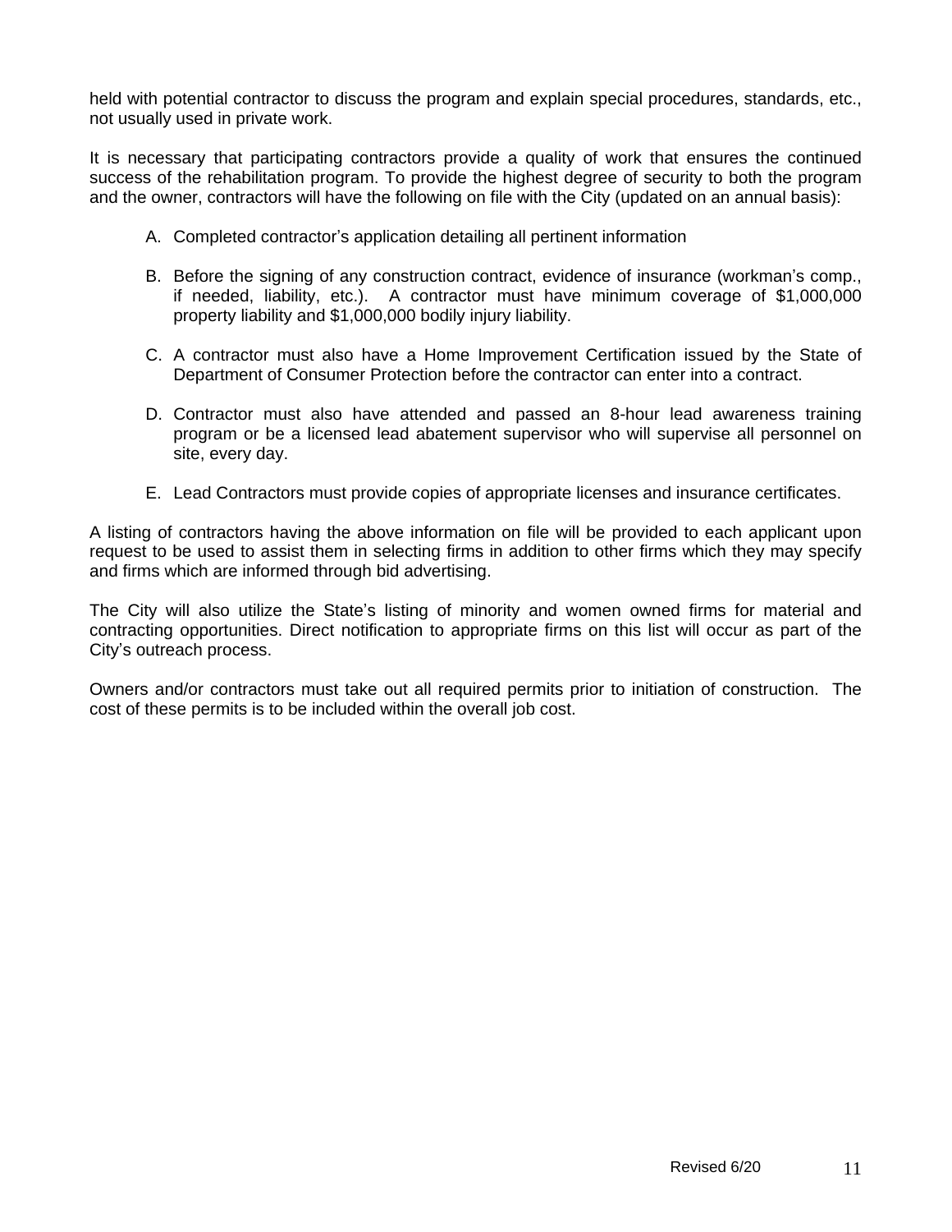held with potential contractor to discuss the program and explain special procedures, standards, etc., not usually used in private work.

It is necessary that participating contractors provide a quality of work that ensures the continued success of the rehabilitation program. To provide the highest degree of security to both the program and the owner, contractors will have the following on file with the City (updated on an annual basis):

A. Completed contractor's application detailing all pertinent information

B. Before the signing of any construction contract, evidence of insurance (workman's comp., if needed, liability, etc.). A contractor must have minimum coverage of $1,000,000 property liability and $1,000,000 bodily injury liability.

C. A contractor must also have a Home Improvement Certification issued by the State of Department of Consumer Protection before the contractor can enter into a contract.

D. Contractor must also have attended and passed an 8-hour lead awareness training program or be a licensed lead abatement supervisor who will supervise all personnel on site, every day.

E. Lead Contractors must provide copies of appropriate licenses and insurance certificates.

A listing of contractors having the above information on file will be provided to each applicant upon request to be used to assist them in selecting firms in addition to other firms which they may specify and firms which are informed through bid advertising.

The City will also utilize the State's listing of minority and women owned firms for material and contracting opportunities. Direct notification to appropriate firms on this list will occur as part of the City's outreach process.

Owners and/or contractors must take out all required permits prior to initiation of construction. The cost of these permits is to be included within the overall job cost.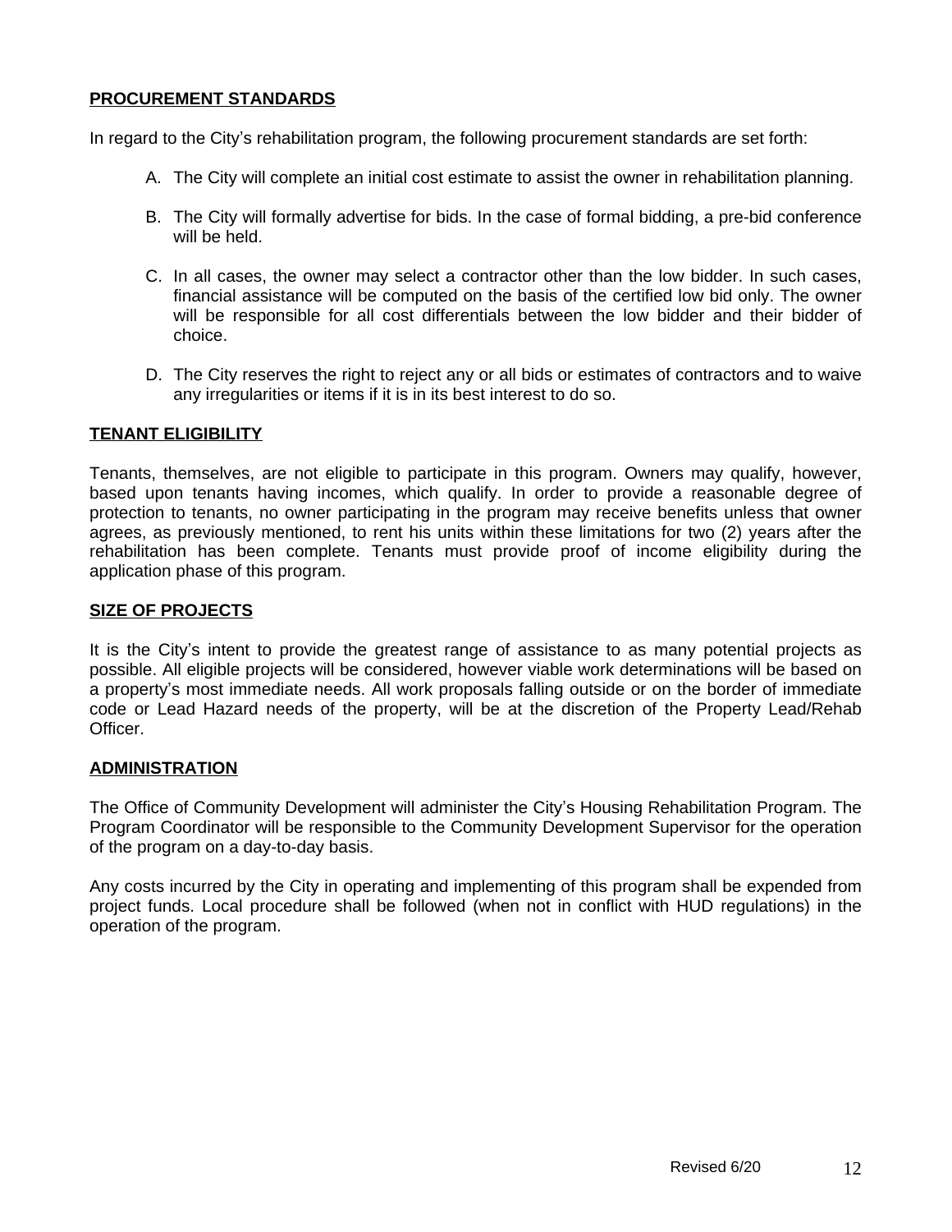## PROCUREMENT STANDARDS

In regard to the City's rehabilitation program, the following procurement standards are set forth:

A. The City will complete an initial cost estimate to assist the owner in rehabilitation planning.

B. The City will formally advertise for bids. In the case of formal bidding, a pre-bid conference will be held.

C. In all cases, the owner may select a contractor other than the low bidder. In such cases, financial assistance will be computed on the basis of the certified low bid only. The owner will be responsible for all cost differentials between the low bidder and their bidder of choice.

D. The City reserves the right to reject any or all bids or estimates of contractors and to waive any irregularities or items if it is in its best interest to do so.

## TENANT ELIGIBILITY

Tenants, themselves, are not eligible to participate in this program. Owners may qualify, however, based upon tenants having incomes, which qualify. In order to provide a reasonable degree of protection to tenants, no owner participating in the program may receive benefits unless that owner agrees, as previously mentioned, to rent his units within these limitations for two (2) years after the rehabilitation has been complete. Tenants must provide proof of income eligibility during the application phase of this program.

## SIZE OF PROJECTS

It is the City's intent to provide the greatest range of assistance to as many potential projects as possible. All eligible projects will be considered, however viable work determinations will be based on a property's most immediate needs. All work proposals falling outside or on the border of immediate code or Lead Hazard needs of the property, will be at the discretion of the Property Lead/Rehab Officer.

## ADMINISTRATION

The Office of Community Development will administer the City's Housing Rehabilitation Program. The Program Coordinator will be responsible to the Community Development Supervisor for the operation of the program on a day-to-day basis.

Any costs incurred by the City in operating and implementing of this program shall be expended from project funds. Local procedure shall be followed (when not in conflict with HUD regulations) in the operation of the program.